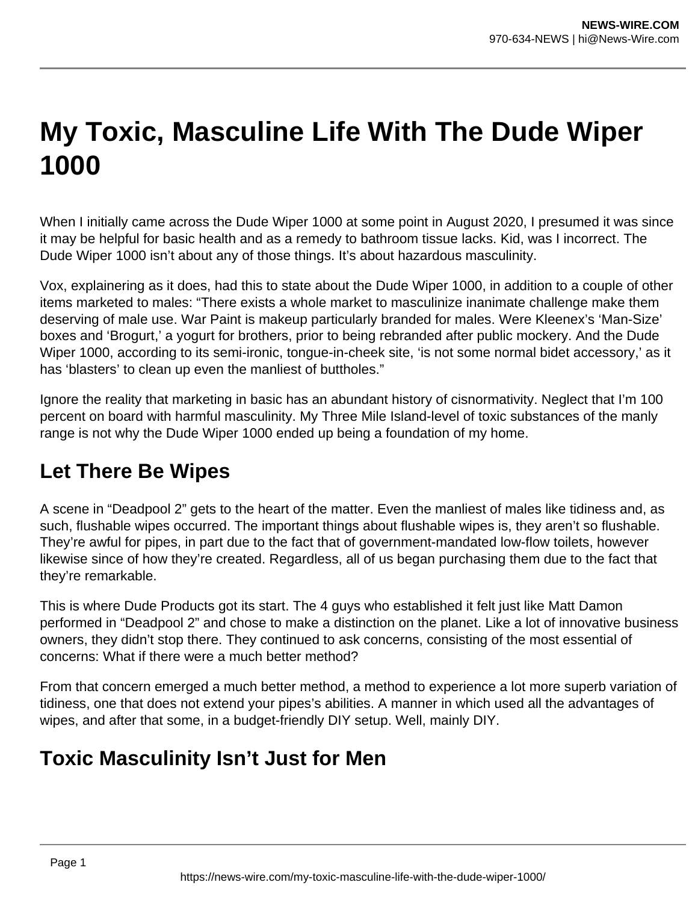# My Toxic, Masculine Life With The Dude Wiper 1000

When I initially came across the Dude Wiper 1000 at some point in August 2020, I presumed it was since it may be helpful for basic health and as a remedy to bathroom tissue lacks. Kid, was I incorrect. The Dude Wiper 1000 isn't about any of those things. It's about hazardous masculinity.

Vox, explainering as it does, had this to state about the Dude Wiper 1000, in addition to a couple of other items marketed to males: "There exists a whole market to masculinize inanimate challenge make them deserving of male use. War Paint is makeup particularly branded for males. Were Kleenex's 'Man-Size' boxes and 'Brogurt,' a yogurt for brothers, prior to being rebranded after public mockery. And the Dude Wiper 1000, according to its semi-ironic, tongue-in-cheek site, 'is not some normal bidet accessory,' as it has 'blasters' to clean up even the manliest of buttholes."

Ignore the reality that marketing in basic has an abundant history of cisnormativity. Neglect that I'm 100 percent on board with harmful masculinity. My Three Mile Island-level of toxic substances of the manly range is not why the Dude Wiper 1000 ended up being a foundation of my home.

## Let There Be Wipes

A scene in "Deadpool 2" gets to the heart of the matter. Even the manliest of males like tidiness and, as such, flushable wipes occurred. The important things about flushable wipes is, they aren't so flushable. They're awful for pipes, in part due to the fact that of government-mandated low-flow toilets, however likewise since of how they're created. Regardless, all of us began purchasing them due to the fact that they're remarkable.

This is where Dude Products got its start. The 4 guys who established it felt just like Matt Damon performed in "Deadpool 2" and chose to make a distinction on the planet. Like a lot of innovative business owners, they didn't stop there. They continued to ask concerns, consisting of the most essential of concerns: What if there were a much better method?

From that concern emerged a much better method, a method to experience a lot more superb variation of tidiness, one that does not extend your pipes's abilities. A manner in which used all the advantages of wipes, and after that some, in a budget-friendly DIY setup. Well, mainly DIY.

## Toxic Masculinity Isn't Just for Men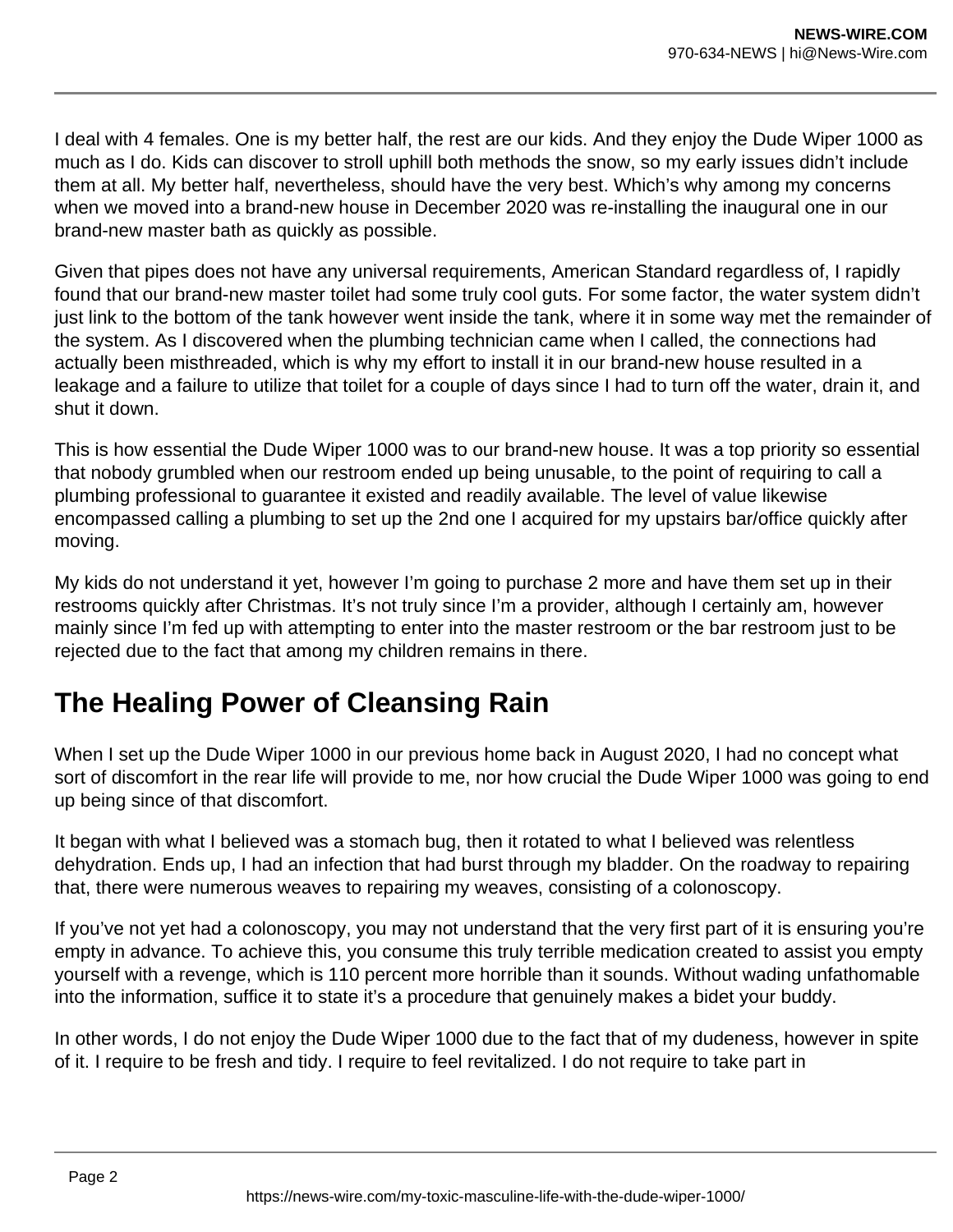I deal with 4 females. One is my better half, the rest are our kids. And they enjoy the Dude Wiper 1000 as much as I do. Kids can discover to stroll uphill both methods the snow, so my early issues didn't include them at all. My better half, nevertheless, should have the very best. Which's why among my concerns when we moved into a brand-new house in December 2020 was re-installing the inaugural one in our brand-new master bath as quickly as possible.

Given that pipes does not have any universal requirements, American Standard regardless of, I rapidly found that our brand-new master toilet had some truly cool guts. For some factor, the water system didn't just link to the bottom of the tank however went inside the tank, where it in some way met the remainder of the system. As I discovered when the plumbing technician came when I called, the connections had actually been misthreaded, which is why my effort to install it in our brand-new house resulted in a leakage and a failure to utilize that toilet for a couple of days since I had to turn off the water, drain it, and shut it down.

This is how essential the Dude Wiper 1000 was to our brand-new house. It was a top priority so essential that nobody grumbled when our restroom ended up being unusable, to the point of requiring to call a plumbing professional to guarantee it existed and readily available. The level of value likewise encompassed calling a plumbing to set up the 2nd one I acquired for my upstairs bar/office quickly after moving.

My kids do not understand it yet, however I'm going to purchase 2 more and have them set up in their restrooms quickly after Christmas. It's not truly since I'm a provider, although I certainly am, however mainly since I'm fed up with attempting to enter into the master restroom or the bar restroom just to be rejected due to the fact that among my children remains in there.

## The Healing Power of Cleansing Rain

When I set up the Dude Wiper 1000 in our previous home back in August 2020, I had no concept what sort of discomfort in the rear life will provide to me, nor how crucial the Dude Wiper 1000 was going to end up being since of that discomfort.

It began with what I believed was a stomach bug, then it rotated to what I believed was relentless dehydration. Ends up, I had an infection that had burst through my bladder. On the roadway to repairing that, there were numerous weaves to repairing my weaves, consisting of a colonoscopy.

If you've not yet had a colonoscopy, you may not understand that the very first part of it is ensuring you're empty in advance. To achieve this, you consume this truly terrible medication created to assist you empty yourself with a revenge, which is 110 percent more horrible than it sounds. Without wading unfathomable into the information, suffice it to state it's a procedure that genuinely makes a bidet your buddy.

In other words, I do not enjoy the Dude Wiper 1000 due to the fact that of my dudeness, however in spite of it. I require to be fresh and tidy. I require to feel revitalized. I do not require to take part in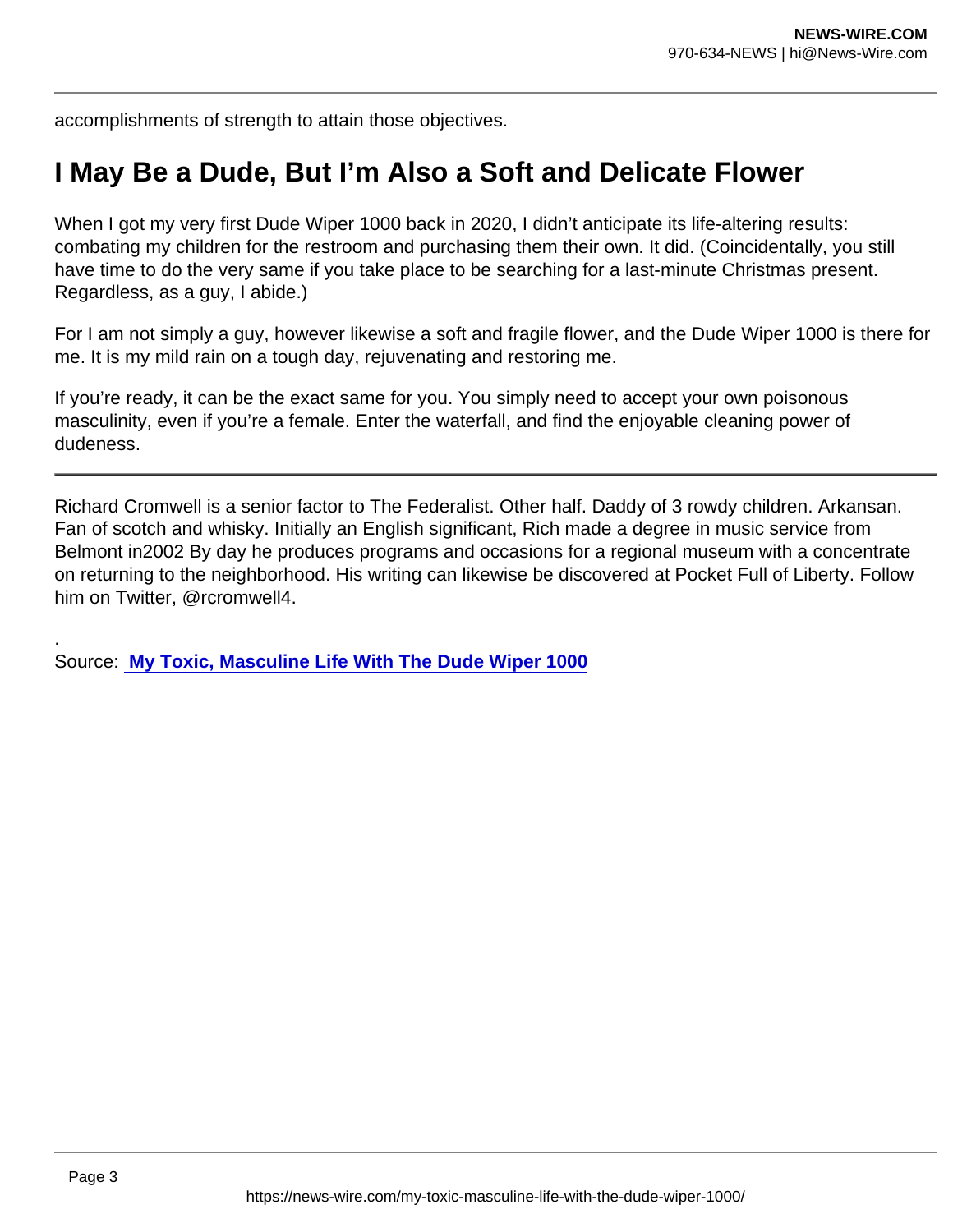accomplishments of strength to attain those objectives.

## I May Be a Dude, But I'm Also a Soft and Delicate Flower

When I got my very first Dude Wiper 1000 back in 2020, I didn't anticipate its life-altering results: combating my children for the restroom and purchasing them their own. It did. (Coincidentally, you still have time to do the very same if you take place to be searching for a last-minute Christmas present. Regardless, as a guy, I abide.)

For I am not simply a guy, however likewise a soft and fragile flower, and the Dude Wiper 1000 is there for me. It is my mild rain on a tough day, rejuvenating and restoring me.

If you're ready, it can be the exact same for you. You simply need to accept your own poisonous masculinity, even if you're a female. Enter the waterfall, and find the enjoyable cleaning power of dudeness.

---

Richard Cromwell is a senior factor to The Federalist. Other half. Daddy of 3 rowdy children. Arkansan. Fan of scotch and whisky. Initially an English significant, Rich made a degree in music service from Belmont in2002 By day he produces programs and occasions for a regional museum with a concentrate on returning to the neighborhood. His writing can likewise be discovered at Pocket Full of Liberty. Follow him on Twitter, @rcromwell4.

.

Source: **My Toxic, Masculine Life With The Dude Wiper 1000**